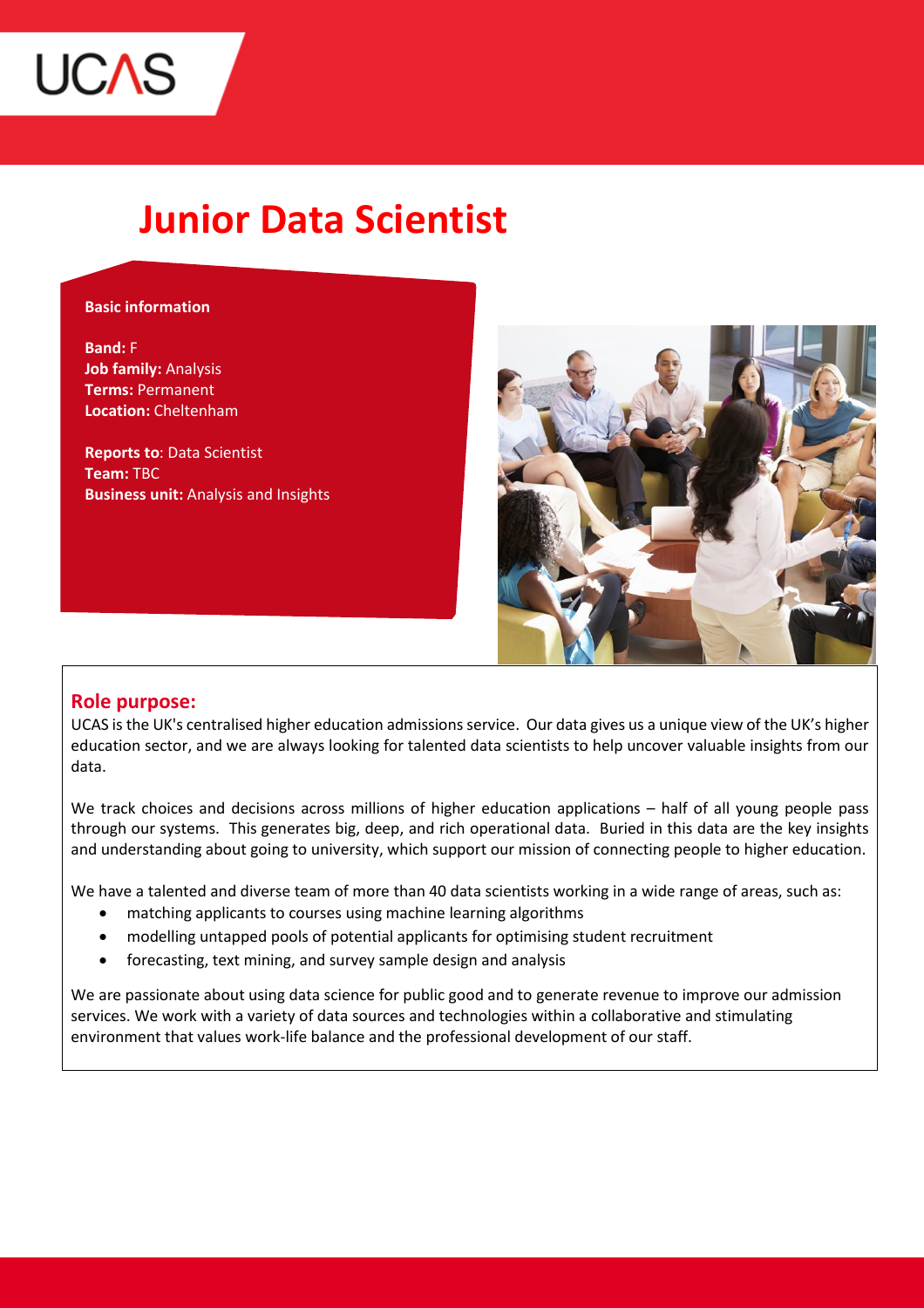UCAS

# Junior Data Scientist

**Basic information**

**Band:** F
**Job family:** Analysis
**Terms:** Permanent
**Location:** Cheltenham

**Reports to**: Data Scientist
**Team:** TBC
**Business unit:** Analysis and Insights

## Role purpose:

UCAS is the UK's centralised higher education admissions service. Our data gives us a unique view of the UK's higher education sector, and we are always looking for talented data scientists to help uncover valuable insights from our data.

We track choices and decisions across millions of higher education applications – half of all young people pass through our systems. This generates big, deep, and rich operational data. Buried in this data are the key insights and understanding about going to university, which support our mission of connecting people to higher education.

We have a talented and diverse team of more than 40 data scientists working in a wide range of areas, such as:

- matching applicants to courses using machine learning algorithms
- modelling untapped pools of potential applicants for optimising student recruitment
- forecasting, text mining, and survey sample design and analysis

We are passionate about using data science for public good and to generate revenue to improve our admission services. We work with a variety of data sources and technologies within a collaborative and stimulating environment that values work-life balance and the professional development of our staff.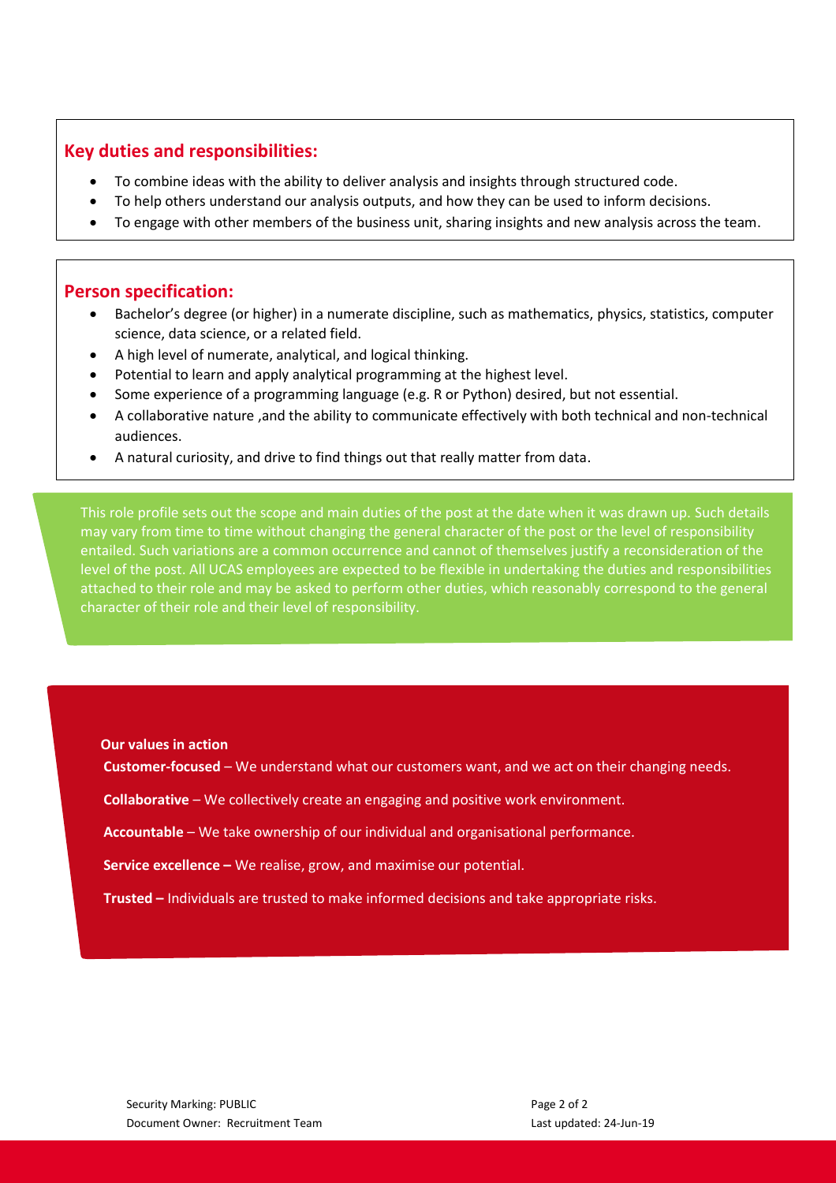## Key duties and responsibilities:

- To combine ideas with the ability to deliver analysis and insights through structured code.
- To help others understand our analysis outputs, and how they can be used to inform decisions.
- To engage with other members of the business unit, sharing insights and new analysis across the team.

## Person specification:

- Bachelor's degree (or higher) in a numerate discipline, such as mathematics, physics, statistics, computer science, data science, or a related field.
- A high level of numerate, analytical, and logical thinking.
- Potential to learn and apply analytical programming at the highest level.
- Some experience of a programming language (e.g. R or Python) desired, but not essential.
- A collaborative nature ,and the ability to communicate effectively with both technical and non-technical audiences.
- A natural curiosity, and drive to find things out that really matter from data.

This role profile sets out the scope and main duties of the post at the date when it was drawn up. Such details may vary from time to time without changing the general character of the post or the level of responsibility entailed. Such variations are a common occurrence and cannot of themselves justify a reconsideration of the level of the post. All UCAS employees are expected to be flexible in undertaking the duties and responsibilities attached to their role and may be asked to perform other duties, which reasonably correspond to the general character of their role and their level of responsibility.

**Our values in action**

**Customer-focused** – We understand what our customers want, and we act on their changing needs.

**Collaborative** – We collectively create an engaging and positive work environment.

**Accountable** – We take ownership of our individual and organisational performance.

**Service excellence –** We realise, grow, and maximise our potential.

**Trusted –** Individuals are trusted to make informed decisions and take appropriate risks.

Security Marking: PUBLIC
Document Owner: Recruitment Team
Last updated: 24-Jun-19